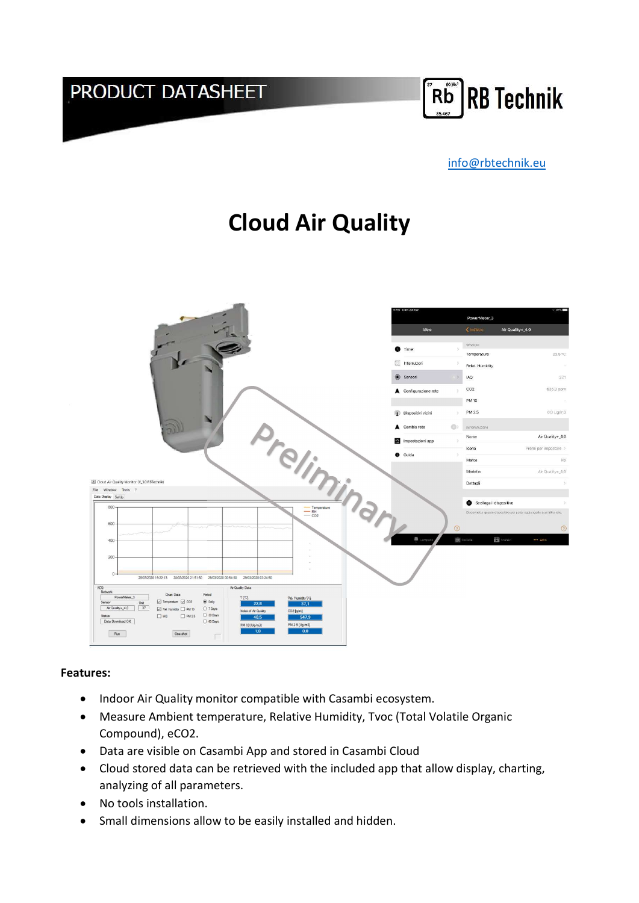PRODUCT DATASHEET

RB Technik

info@rbtechnik.eu

# Cloud Air Quality

**Features:**

- Indoor Air Quality monitor compatible with Casambi ecosystem.
- Measure Ambient temperature, Relative Humidity, Tvoc (Total Volatile Organic Compound), eCO2.
- Data are visible on Casambi App and stored in Casambi Cloud
- Cloud stored data can be retrieved with the included app that allow display, charting, analyzing of all parameters.
- No tools installation.
- Small dimensions allow to be easily installed and hidden.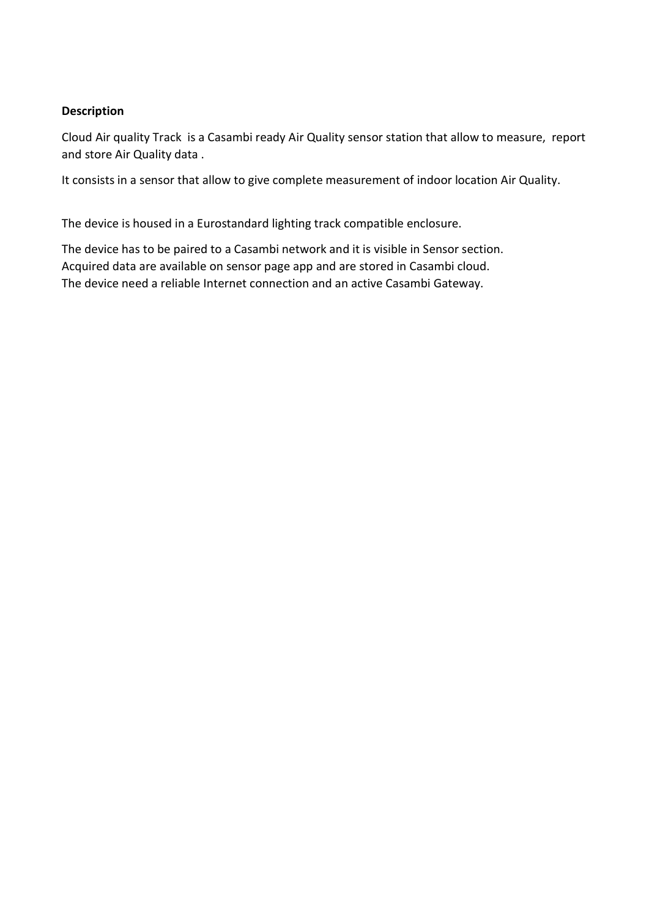**Description**

Cloud Air quality Track is a Casambi ready Air Quality sensor station that allow to measure, report and store Air Quality data .

It consists in a sensor that allow to give complete measurement of indoor location Air Quality.

The device is housed in a Eurostandard lighting track compatible enclosure.

The device has to be paired to a Casambi network and it is visible in Sensor section.
Acquired data are available on sensor page app and are stored in Casambi cloud.
The device need a reliable Internet connection and an active Casambi Gateway.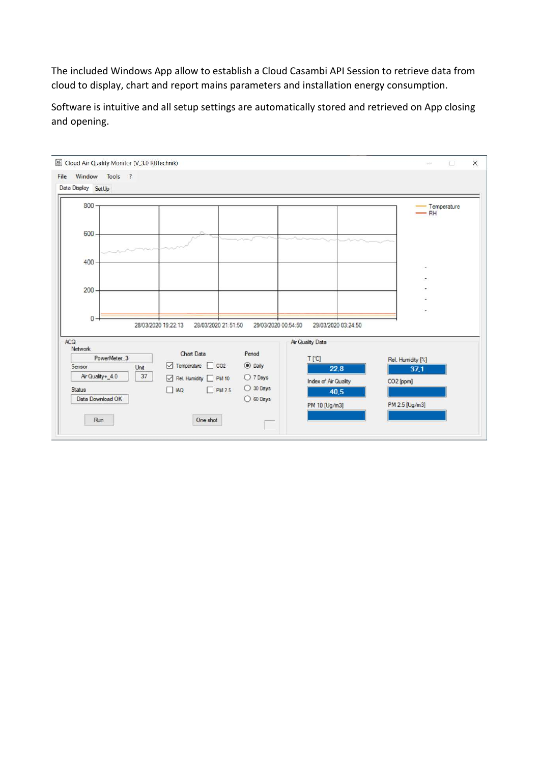The included Windows App allow to establish a Cloud Casambi API Session to retrieve data from cloud to display, chart and report mains parameters and installation energy consumption.

Software is intuitive and all setup settings are automatically stored and retrieved on App closing and opening.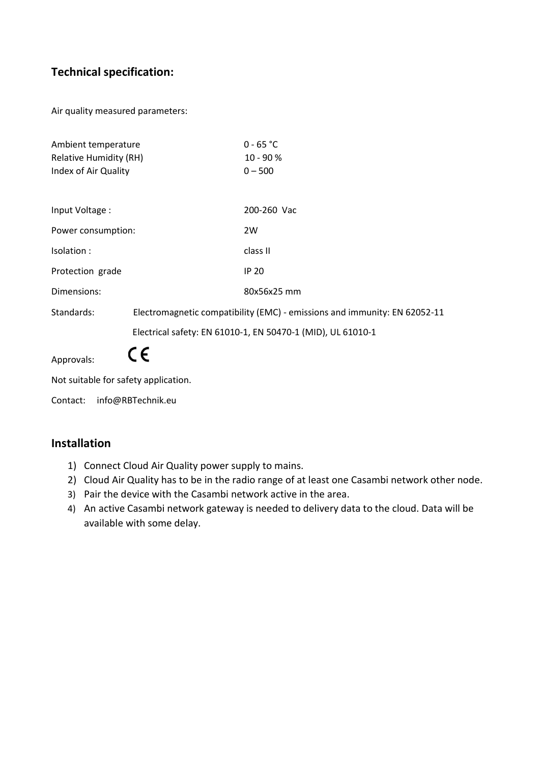## Technical specification:

Air quality measured parameters:

| | |
|---|---|
| Ambient temperature | 0 - 65 °C |
| Relative Humidity (RH) | 10 - 90 % |
| Index of Air Quality | 0 – 500 |

| | |
|---|---|
| Input Voltage : | 200-260 Vac |
| Power consumption: | 2W |
| Isolation : | class II |
| Protection grade | IP 20 |
| Dimensions: | 80x56x25 mm |

Standards: Electromagnetic compatibility (EMC) - emissions and immunity: EN 62052-11

Electrical safety: EN 61010-1, EN 50470-1 (MID), UL 61010-1

Approvals: CE

Not suitable for safety application.

Contact: info@RBTechnik.eu

## Installation

1) Connect Cloud Air Quality power supply to mains.
2) Cloud Air Quality has to be in the radio range of at least one Casambi network other node.
3) Pair the device with the Casambi network active in the area.
4) An active Casambi network gateway is needed to delivery data to the cloud. Data will be available with some delay.